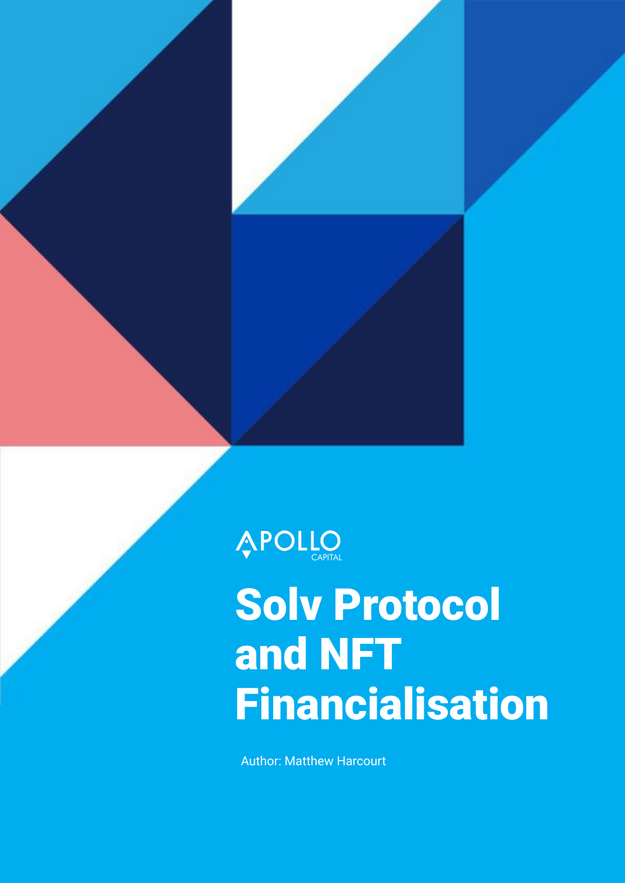APOLLO CAPITAL

# Solv Protocol and NFT Financialisation

Author: Matthew Harcourt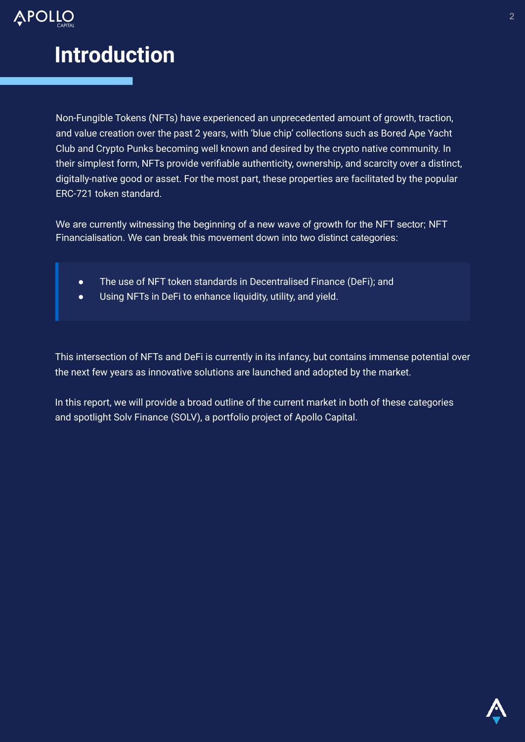# Introduction

Non-Fungible Tokens (NFTs) have experienced an unprecedented amount of growth, traction, and value creation over the past 2 years, with 'blue chip' collections such as Bored Ape Yacht Club and Crypto Punks becoming well known and desired by the crypto native community. In their simplest form, NFTs provide verifiable authenticity, ownership, and scarcity over a distinct, digitally-native good or asset. For the most part, these properties are facilitated by the popular ERC-721 token standard.

We are currently witnessing the beginning of a new wave of growth for the NFT sector; NFT Financialisation. We can break this movement down into two distinct categories:

> - The use of NFT token standards in Decentralised Finance (DeFi); and
> - Using NFTs in DeFi to enhance liquidity, utility, and yield.

This intersection of NFTs and DeFi is currently in its infancy, but contains immense potential over the next few years as innovative solutions are launched and adopted by the market.

In this report, we will provide a broad outline of the current market in both of these categories and spotlight Solv Finance (SOLV), a portfolio project of Apollo Capital.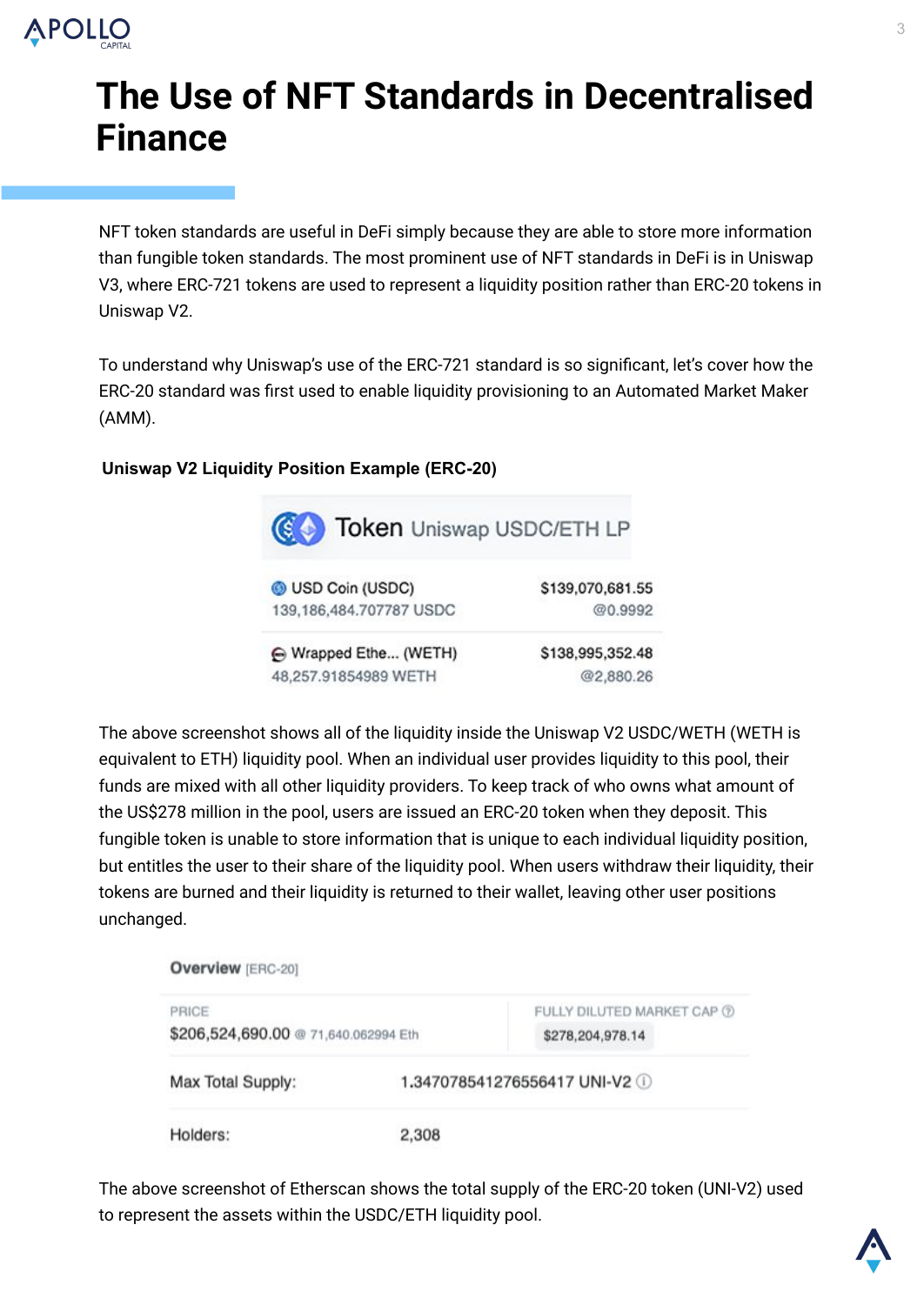# The Use of NFT Standards in Decentralised Finance

NFT token standards are useful in DeFi simply because they are able to store more information than fungible token standards. The most prominent use of NFT standards in DeFi is in Uniswap V3, where ERC-721 tokens are used to represent a liquidity position rather than ERC-20 tokens in Uniswap V2.

To understand why Uniswap's use of the ERC-721 standard is so significant, let's cover how the ERC-20 standard was first used to enable liquidity provisioning to an Automated Market Maker (AMM).

**Uniswap V2 Liquidity Position Example (ERC-20)**

**Token** Uniswap USDC/ETH LP

| Token | Value |
|---|---|
| USD Coin (USDC)<br>139,186,484.707787 USDC | $139,070,681.55<br>@0.9992 |
| Wrapped Ethe... (WETH)<br>48,257.91854989 WETH | $138,995,352.48<br>@2,880.26 |

The above screenshot shows all of the liquidity inside the Uniswap V2 USDC/WETH (WETH is equivalent to ETH) liquidity pool. When an individual user provides liquidity to this pool, their funds are mixed with all other liquidity providers. To keep track of who owns what amount of the US$278 million in the pool, users are issued an ERC-20 token when they deposit. This fungible token is unable to store information that is unique to each individual liquidity position, but entitles the user to their share of the liquidity pool. When users withdraw their liquidity, their tokens are burned and their liquidity is returned to their wallet, leaving other user positions unchanged.

**Overview** [ERC-20]

| PRICE | FULLY DILUTED MARKET CAP |
|---|---|
| $206,524,690.00 @ 71,640.062994 Eth | $278,204,978.14 |

| | |
|---|---|
| Max Total Supply: | 1.347078541276556417 UNI-V2 |
| Holders: | 2,308 |

The above screenshot of Etherscan shows the total supply of the ERC-20 token (UNI-V2) used to represent the assets within the USDC/ETH liquidity pool.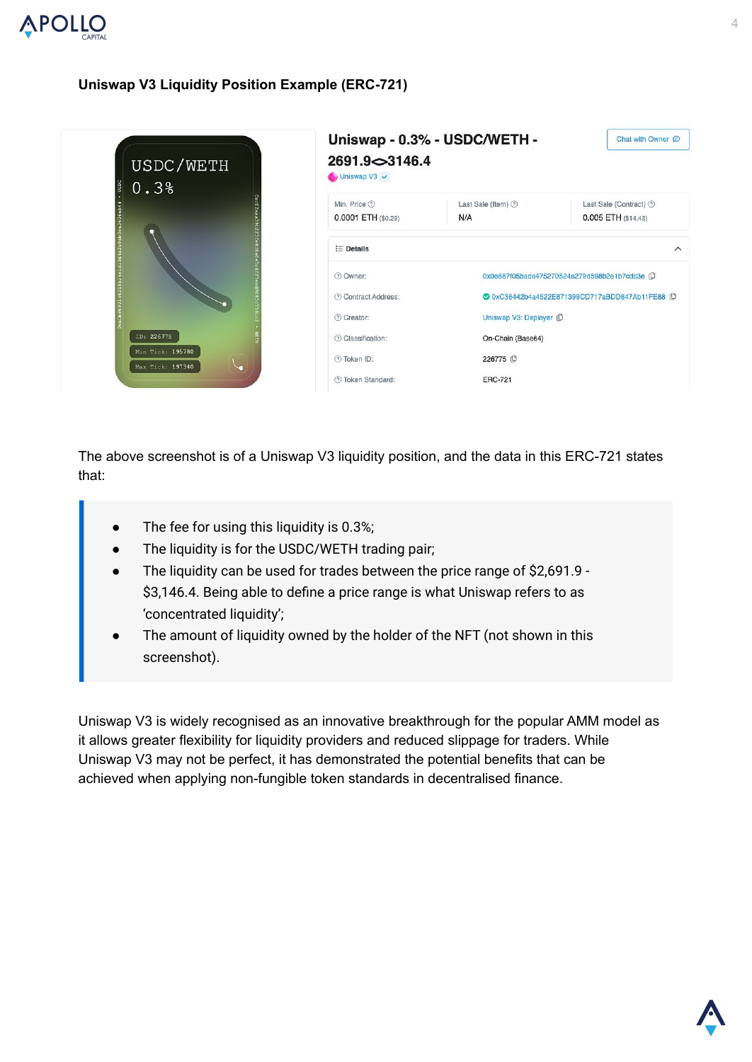**Uniswap V3 Liquidity Position Example (ERC-721)**

The above screenshot is of a Uniswap V3 liquidity position, and the data in this ERC-721 states that:

- The fee for using this liquidity is 0.3%;
- The liquidity is for the USDC/WETH trading pair;
- The liquidity can be used for trades between the price range of $2,691.9 - $3,146.4. Being able to define a price range is what Uniswap refers to as ‘concentrated liquidity’;
- The amount of liquidity owned by the holder of the NFT (not shown in this screenshot).

Uniswap V3 is widely recognised as an innovative breakthrough for the popular AMM model as it allows greater flexibility for liquidity providers and reduced slippage for traders. While Uniswap V3 may not be perfect, it has demonstrated the potential benefits that can be achieved when applying non-fungible token standards in decentralised finance.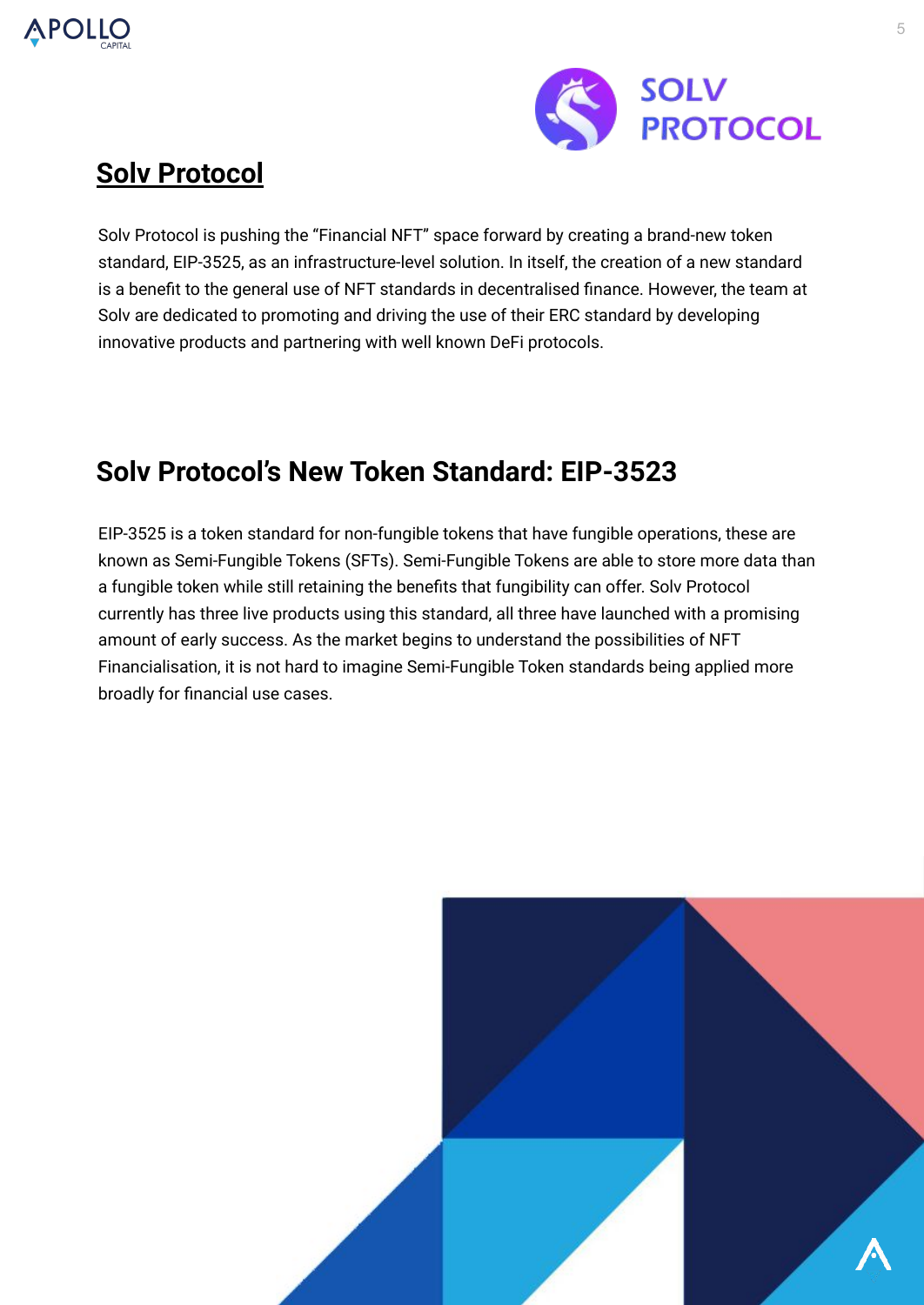# Solv Protocol

Solv Protocol is pushing the "Financial NFT" space forward by creating a brand-new token standard, EIP-3525, as an infrastructure-level solution. In itself, the creation of a new standard is a benefit to the general use of NFT standards in decentralised finance. However, the team at Solv are dedicated to promoting and driving the use of their ERC standard by developing innovative products and partnering with well known DeFi protocols.

## Solv Protocol's New Token Standard: EIP-3523

EIP-3525 is a token standard for non-fungible tokens that have fungible operations, these are known as Semi-Fungible Tokens (SFTs). Semi-Fungible Tokens are able to store more data than a fungible token while still retaining the benefits that fungibility can offer. Solv Protocol currently has three live products using this standard, all three have launched with a promising amount of early success. As the market begins to understand the possibilities of NFT Financialisation, it is not hard to imagine Semi-Fungible Token standards being applied more broadly for financial use cases.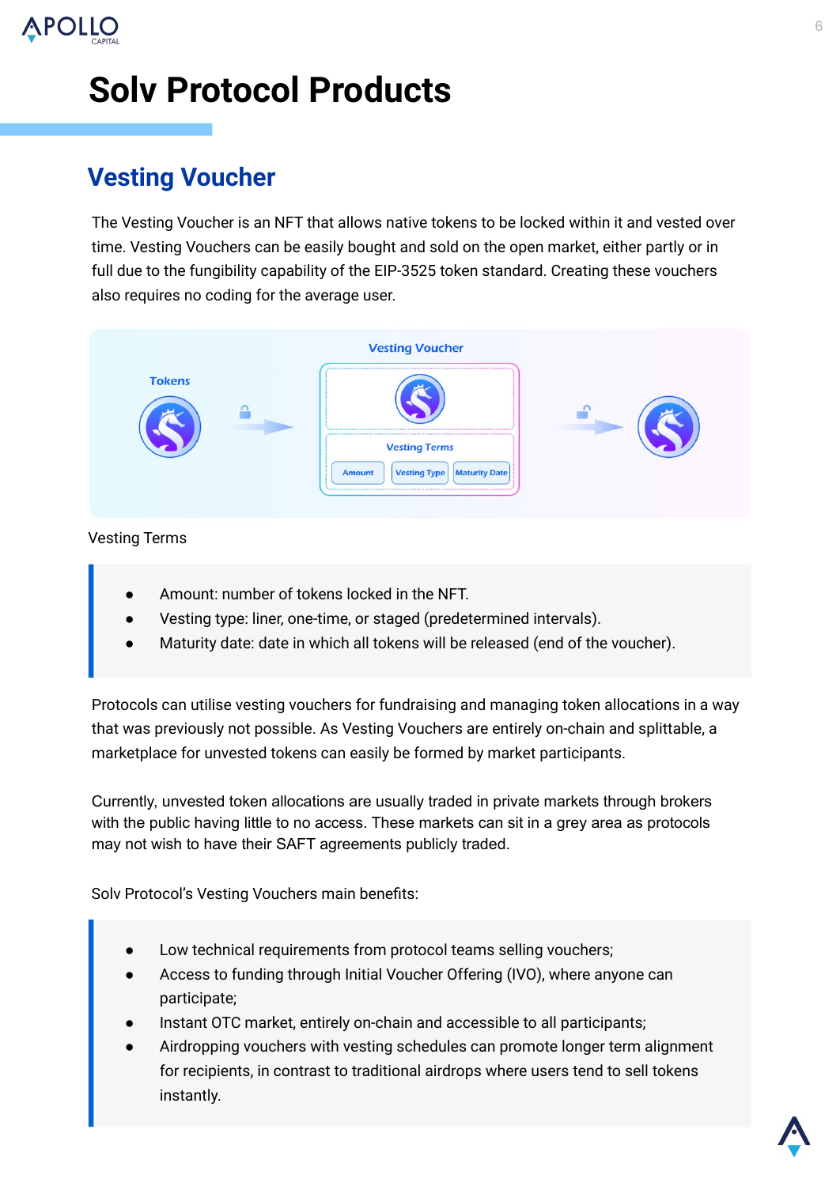# Solv Protocol Products

## Vesting Voucher

The Vesting Voucher is an NFT that allows native tokens to be locked within it and vested over time. Vesting Vouchers can be easily bought and sold on the open market, either partly or in full due to the fungibility capability of the EIP-3525 token standard. Creating these vouchers also requires no coding for the average user.

Vesting Terms

- Amount: number of tokens locked in the NFT.
- Vesting type: liner, one-time, or staged (predetermined intervals).
- Maturity date: date in which all tokens will be released (end of the voucher).

Protocols can utilise vesting vouchers for fundraising and managing token allocations in a way that was previously not possible. As Vesting Vouchers are entirely on-chain and splittable, a marketplace for unvested tokens can easily be formed by market participants.

Currently, unvested token allocations are usually traded in private markets through brokers with the public having little to no access. These markets can sit in a grey area as protocols may not wish to have their SAFT agreements publicly traded.

Solv Protocol's Vesting Vouchers main benefits:

- Low technical requirements from protocol teams selling vouchers;
- Access to funding through Initial Voucher Offering (IVO), where anyone can participate;
- Instant OTC market, entirely on-chain and accessible to all participants;
- Airdropping vouchers with vesting schedules can promote longer term alignment for recipients, in contrast to traditional airdrops where users tend to sell tokens instantly.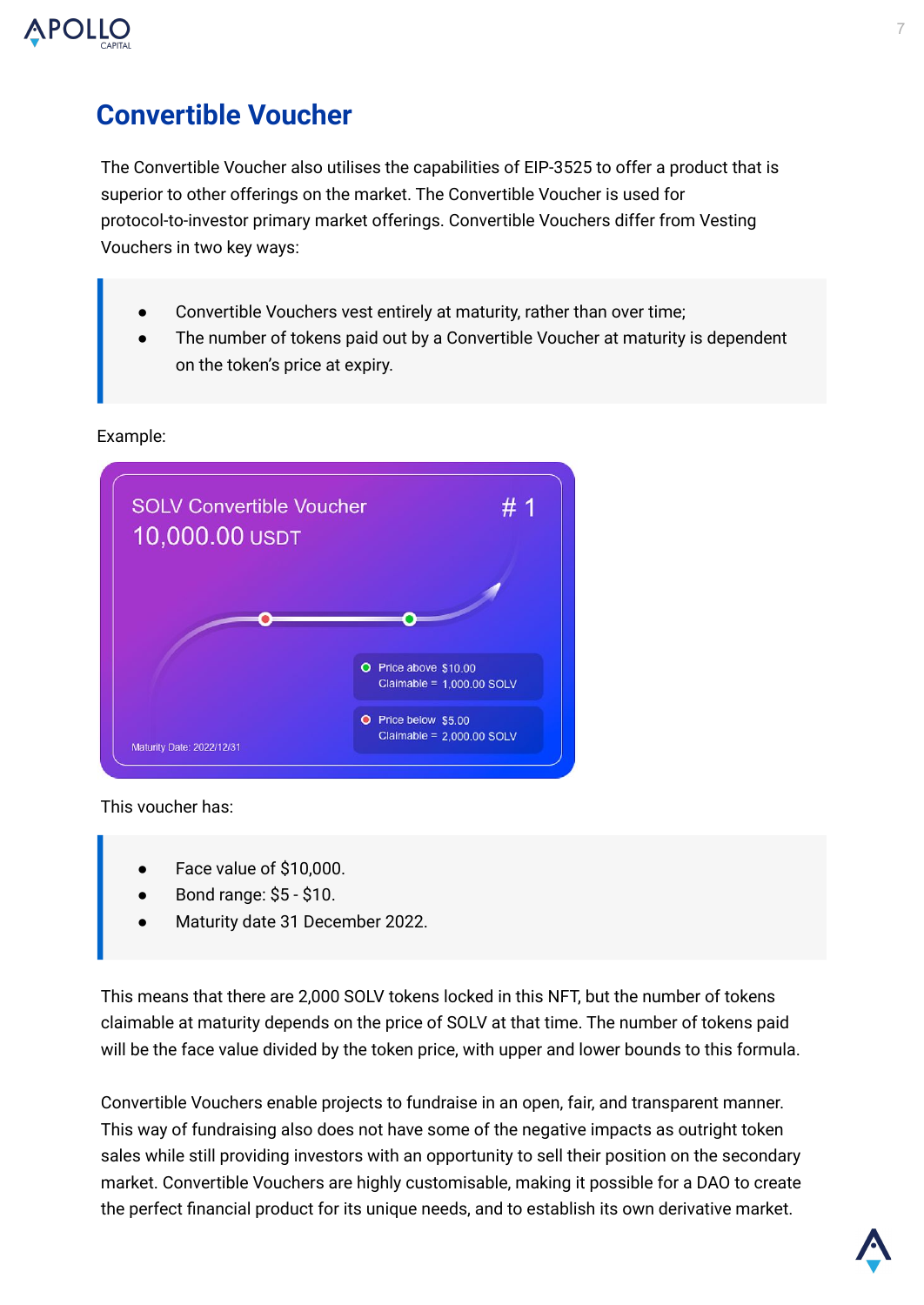# Convertible Voucher

The Convertible Voucher also utilises the capabilities of EIP-3525 to offer a product that is superior to other offerings on the market. The Convertible Voucher is used for protocol-to-investor primary market offerings. Convertible Vouchers differ from Vesting Vouchers in two key ways:

- Convertible Vouchers vest entirely at maturity, rather than over time;
- The number of tokens paid out by a Convertible Voucher at maturity is dependent on the token's price at expiry.

Example:

SOLV Convertible Voucher # 1
10,000.00 USDT

Price above $10.00
Claimable = 1,000.00 SOLV

Price below $5.00
Claimable = 2,000.00 SOLV

Maturity Date: 2022/12/31

This voucher has:

- Face value of $10,000.
- Bond range: $5 - $10.
- Maturity date 31 December 2022.

This means that there are 2,000 SOLV tokens locked in this NFT, but the number of tokens claimable at maturity depends on the price of SOLV at that time. The number of tokens paid will be the face value divided by the token price, with upper and lower bounds to this formula.

Convertible Vouchers enable projects to fundraise in an open, fair, and transparent manner. This way of fundraising also does not have some of the negative impacts as outright token sales while still providing investors with an opportunity to sell their position on the secondary market. Convertible Vouchers are highly customisable, making it possible for a DAO to create the perfect financial product for its unique needs, and to establish its own derivative market.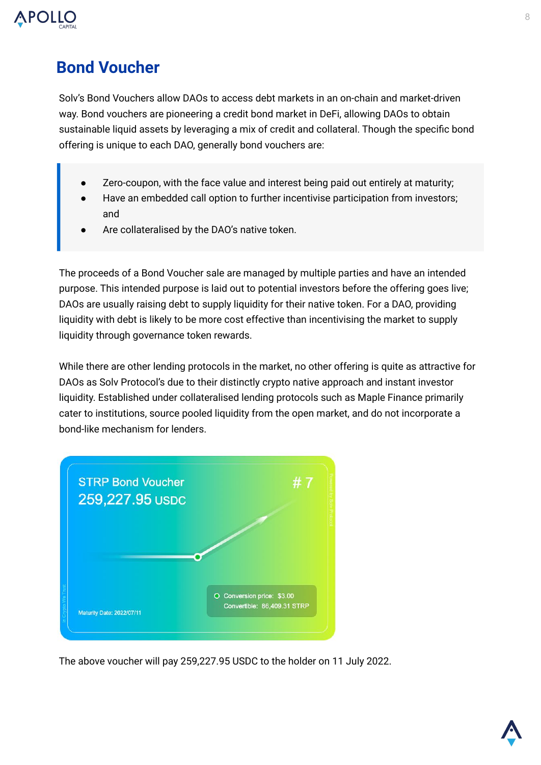## Bond Voucher

Solv's Bond Vouchers allow DAOs to access debt markets in an on-chain and market-driven way. Bond vouchers are pioneering a credit bond market in DeFi, allowing DAOs to obtain sustainable liquid assets by leveraging a mix of credit and collateral. Though the specific bond offering is unique to each DAO, generally bond vouchers are:

> - Zero-coupon, with the face value and interest being paid out entirely at maturity;
> - Have an embedded call option to further incentivise participation from investors; and
> - Are collateralised by the DAO's native token.

The proceeds of a Bond Voucher sale are managed by multiple parties and have an intended purpose. This intended purpose is laid out to potential investors before the offering goes live; DAOs are usually raising debt to supply liquidity for their native token. For a DAO, providing liquidity with debt is likely to be more cost effective than incentivising the market to supply liquidity through governance token rewards.

While there are other lending protocols in the market, no other offering is quite as attractive for DAOs as Solv Protocol's due to their distinctly crypto native approach and instant investor liquidity. Established under collateralised lending protocols such as Maple Finance primarily cater to institutions, source pooled liquidity from the open market, and do not incorporate a bond-like mechanism for lenders.

STRP Bond Voucher # 7

259,227.95 USDC

Maturity Date: 2022/07/11

Conversion price: $3.00
Convertible: 86,409.31 STRP

The above voucher will pay 259,227.95 USDC to the holder on 11 July 2022.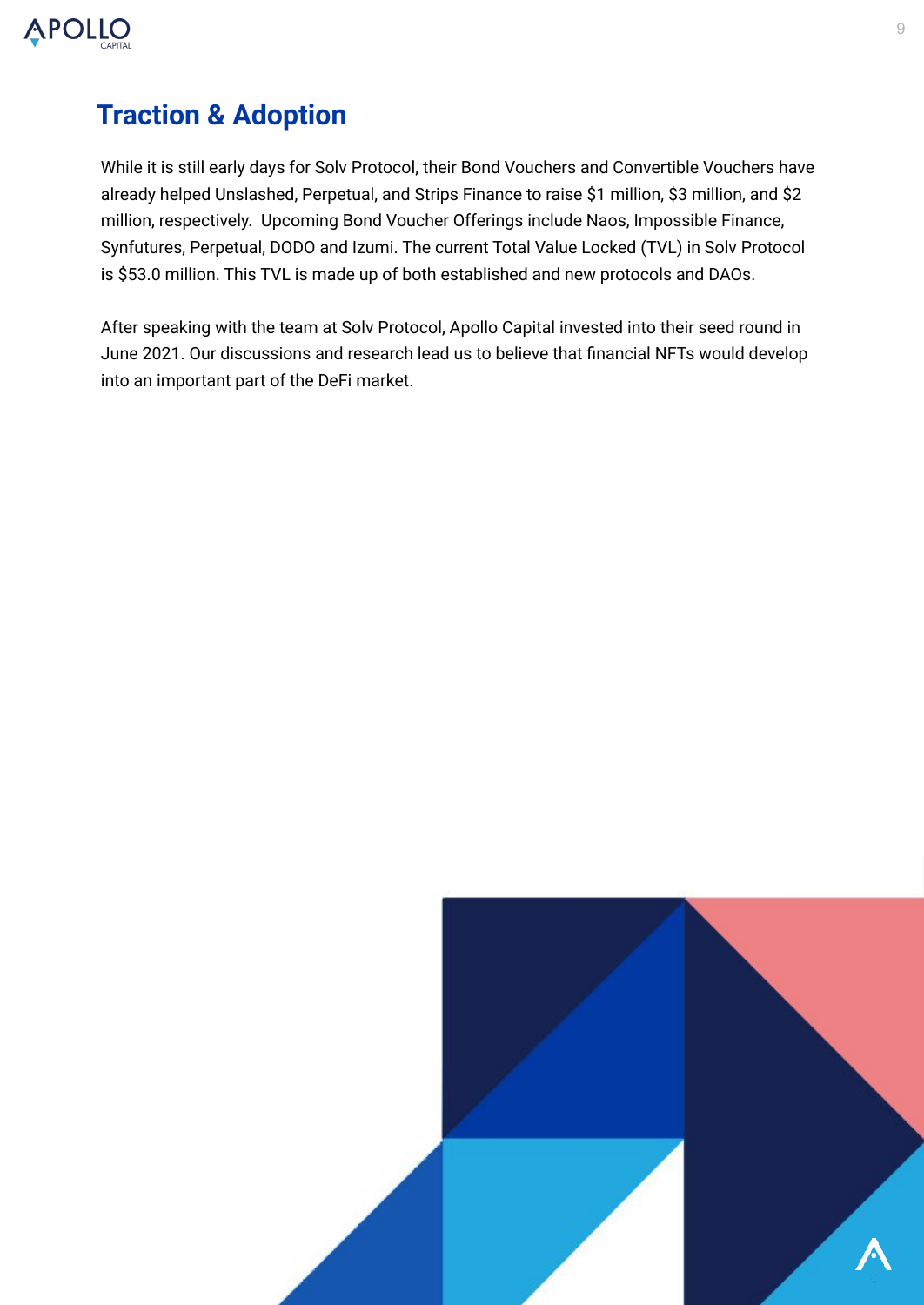## Traction & Adoption

While it is still early days for Solv Protocol, their Bond Vouchers and Convertible Vouchers have already helped Unslashed, Perpetual, and Strips Finance to raise $1 million, $3 million, and $2 million, respectively. Upcoming Bond Voucher Offerings include Naos, Impossible Finance, Synfutures, Perpetual, DODO and Izumi. The current Total Value Locked (TVL) in Solv Protocol is $53.0 million. This TVL is made up of both established and new protocols and DAOs.

After speaking with the team at Solv Protocol, Apollo Capital invested into their seed round in June 2021. Our discussions and research lead us to believe that financial NFTs would develop into an important part of the DeFi market.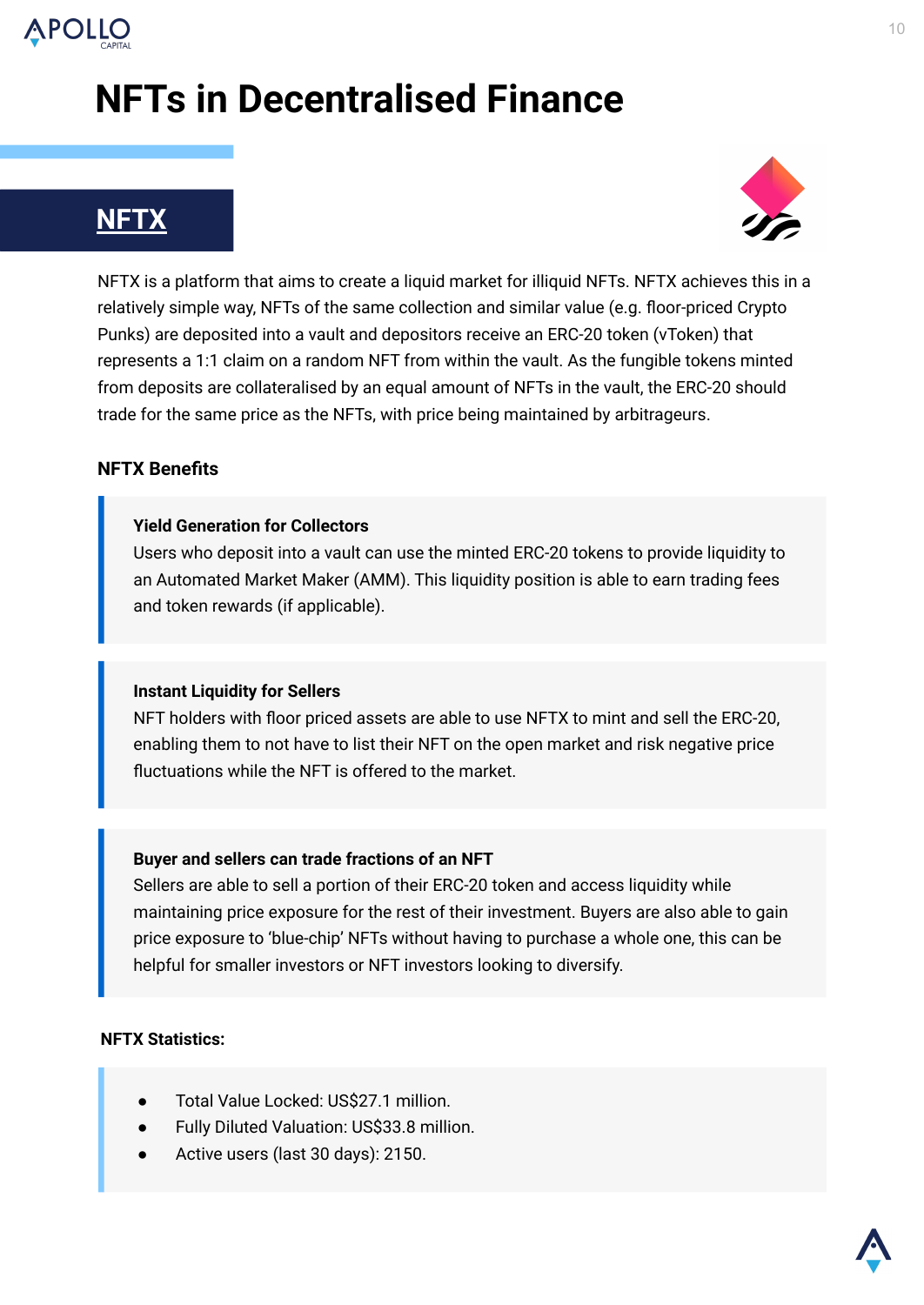# NFTs in Decentralised Finance

## NFTX

NFTX is a platform that aims to create a liquid market for illiquid NFTs. NFTX achieves this in a relatively simple way, NFTs of the same collection and similar value (e.g. floor-priced Crypto Punks) are deposited into a vault and depositors receive an ERC-20 token (vToken) that represents a 1:1 claim on a random NFT from within the vault. As the fungible tokens minted from deposits are collateralised by an equal amount of NFTs in the vault, the ERC-20 should trade for the same price as the NFTs, with price being maintained by arbitrageurs.

### NFTX Benefits

**Yield Generation for Collectors**

Users who deposit into a vault can use the minted ERC-20 tokens to provide liquidity to an Automated Market Maker (AMM). This liquidity position is able to earn trading fees and token rewards (if applicable).

**Instant Liquidity for Sellers**

NFT holders with floor priced assets are able to use NFTX to mint and sell the ERC-20, enabling them to not have to list their NFT on the open market and risk negative price fluctuations while the NFT is offered to the market.

**Buyer and sellers can trade fractions of an NFT**

Sellers are able to sell a portion of their ERC-20 token and access liquidity while maintaining price exposure for the rest of their investment. Buyers are also able to gain price exposure to 'blue-chip' NFTs without having to purchase a whole one, this can be helpful for smaller investors or NFT investors looking to diversify.

### NFTX Statistics:

- Total Value Locked: US$27.1 million.
- Fully Diluted Valuation: US$33.8 million.
- Active users (last 30 days): 2150.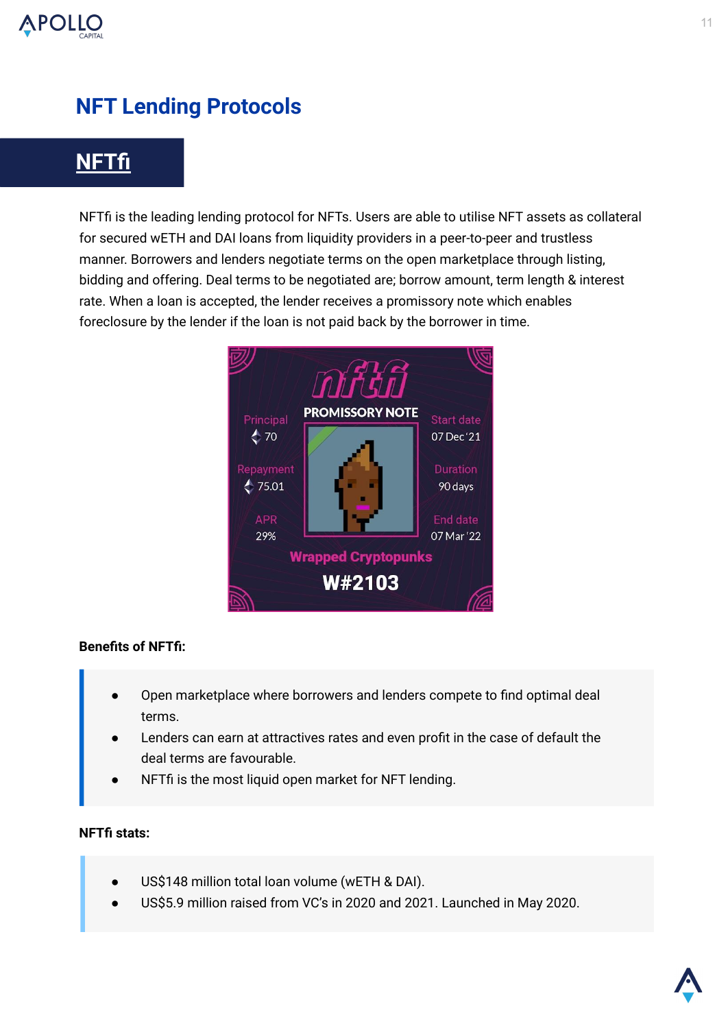## NFT Lending Protocols

### NFTfi

NFTfi is the leading lending protocol for NFTs. Users are able to utilise NFT assets as collateral for secured wETH and DAI loans from liquidity providers in a peer-to-peer and trustless manner. Borrowers and lenders negotiate terms on the open marketplace through listing, bidding and offering. Deal terms to be negotiated are; borrow amount, term length & interest rate. When a loan is accepted, the lender receives a promissory note which enables foreclosure by the lender if the loan is not paid back by the borrower in time.

**Benefits of NFTfi:**

- Open marketplace where borrowers and lenders compete to find optimal deal terms.
- Lenders can earn at attractives rates and even profit in the case of default the deal terms are favourable.
- NFTfi is the most liquid open market for NFT lending.

**NFTfi stats:**

- US$148 million total loan volume (wETH & DAI).
- US$5.9 million raised from VC's in 2020 and 2021. Launched in May 2020.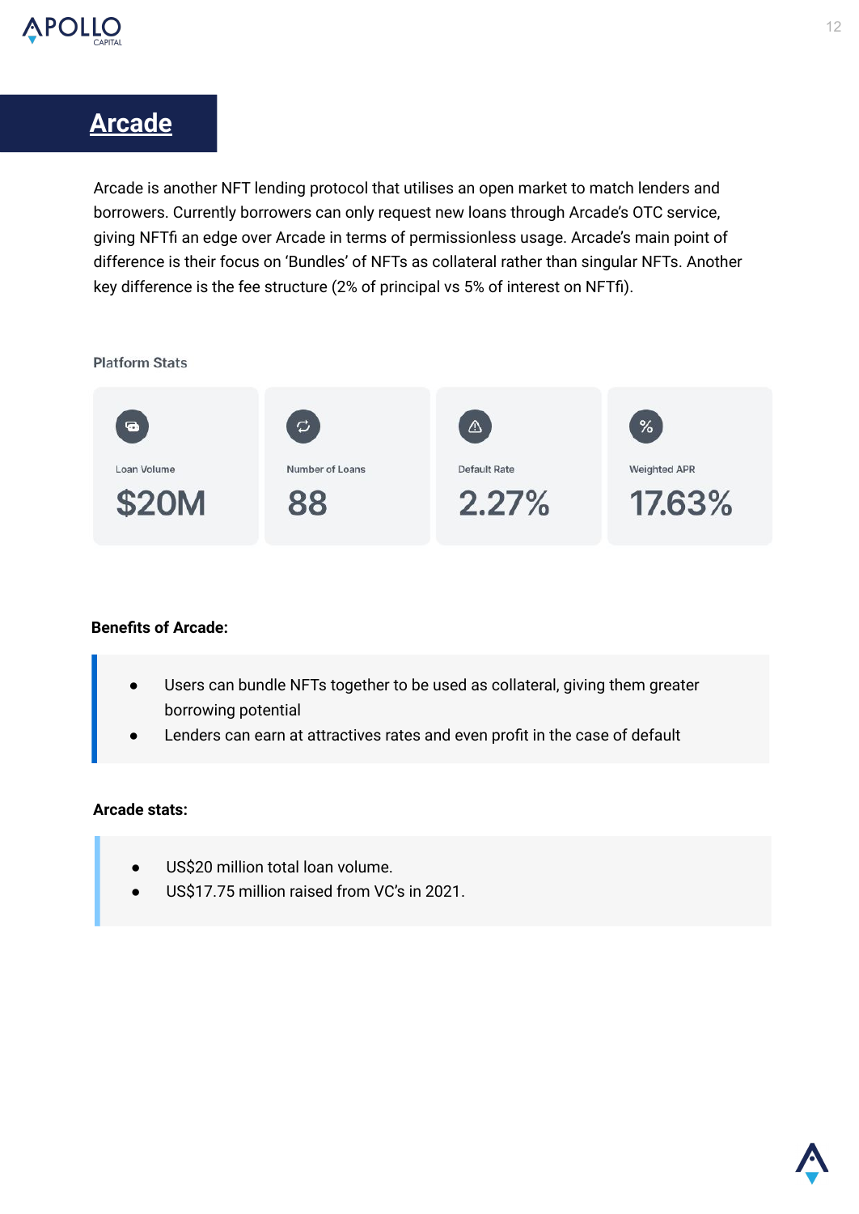## Arcade

Arcade is another NFT lending protocol that utilises an open market to match lenders and borrowers. Currently borrowers can only request new loans through Arcade's OTC service, giving NFTfi an edge over Arcade in terms of permissionless usage. Arcade's main point of difference is their focus on 'Bundles' of NFTs as collateral rather than singular NFTs. Another key difference is the fee structure (2% of principal vs 5% of interest on NFTfi).

Platform Stats

| Loan Volume | Number of Loans | Default Rate | Weighted APR |
|---|---|---|---|
| $20M | 88 | 2.27% | 17.63% |

**Benefits of Arcade:**

- Users can bundle NFTs together to be used as collateral, giving them greater borrowing potential
- Lenders can earn at attractives rates and even profit in the case of default

**Arcade stats:**

- US$20 million total loan volume.
- US$17.75 million raised from VC's in 2021.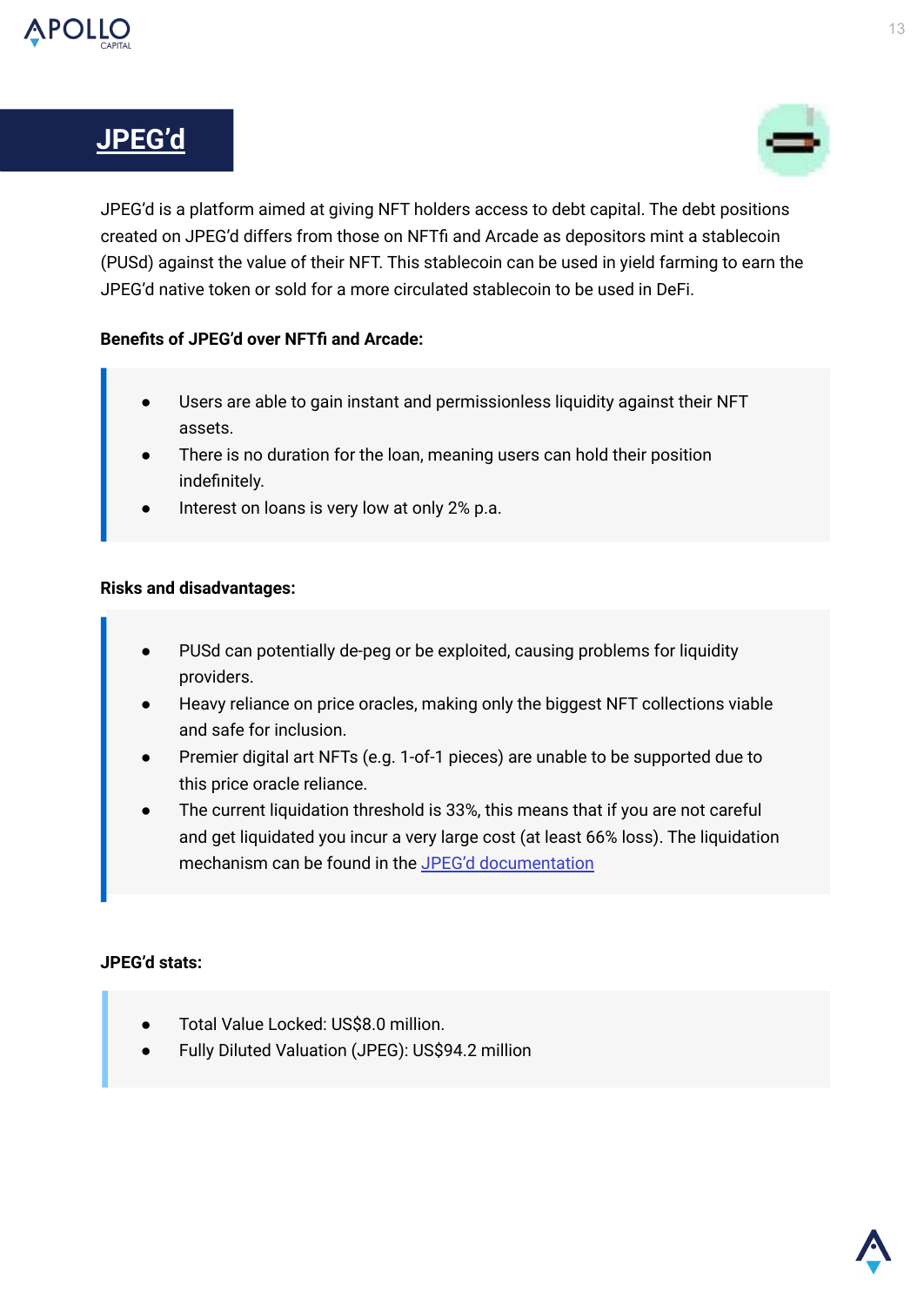## JPEG'd

JPEG'd is a platform aimed at giving NFT holders access to debt capital. The debt positions created on JPEG'd differs from those on NFTfi and Arcade as depositors mint a stablecoin (PUSd) against the value of their NFT. This stablecoin can be used in yield farming to earn the JPEG'd native token or sold for a more circulated stablecoin to be used in DeFi.

**Benefits of JPEG'd over NFTfi and Arcade:**

- Users are able to gain instant and permissionless liquidity against their NFT assets.
- There is no duration for the loan, meaning users can hold their position indefinitely.
- Interest on loans is very low at only 2% p.a.

**Risks and disadvantages:**

- PUSd can potentially de-peg or be exploited, causing problems for liquidity providers.
- Heavy reliance on price oracles, making only the biggest NFT collections viable and safe for inclusion.
- Premier digital art NFTs (e.g. 1-of-1 pieces) are unable to be supported due to this price oracle reliance.
- The current liquidation threshold is 33%, this means that if you are not careful and get liquidated you incur a very large cost (at least 66% loss). The liquidation mechanism can be found in the JPEG'd documentation

**JPEG'd stats:**

- Total Value Locked: US$8.0 million.
- Fully Diluted Valuation (JPEG): US$94.2 million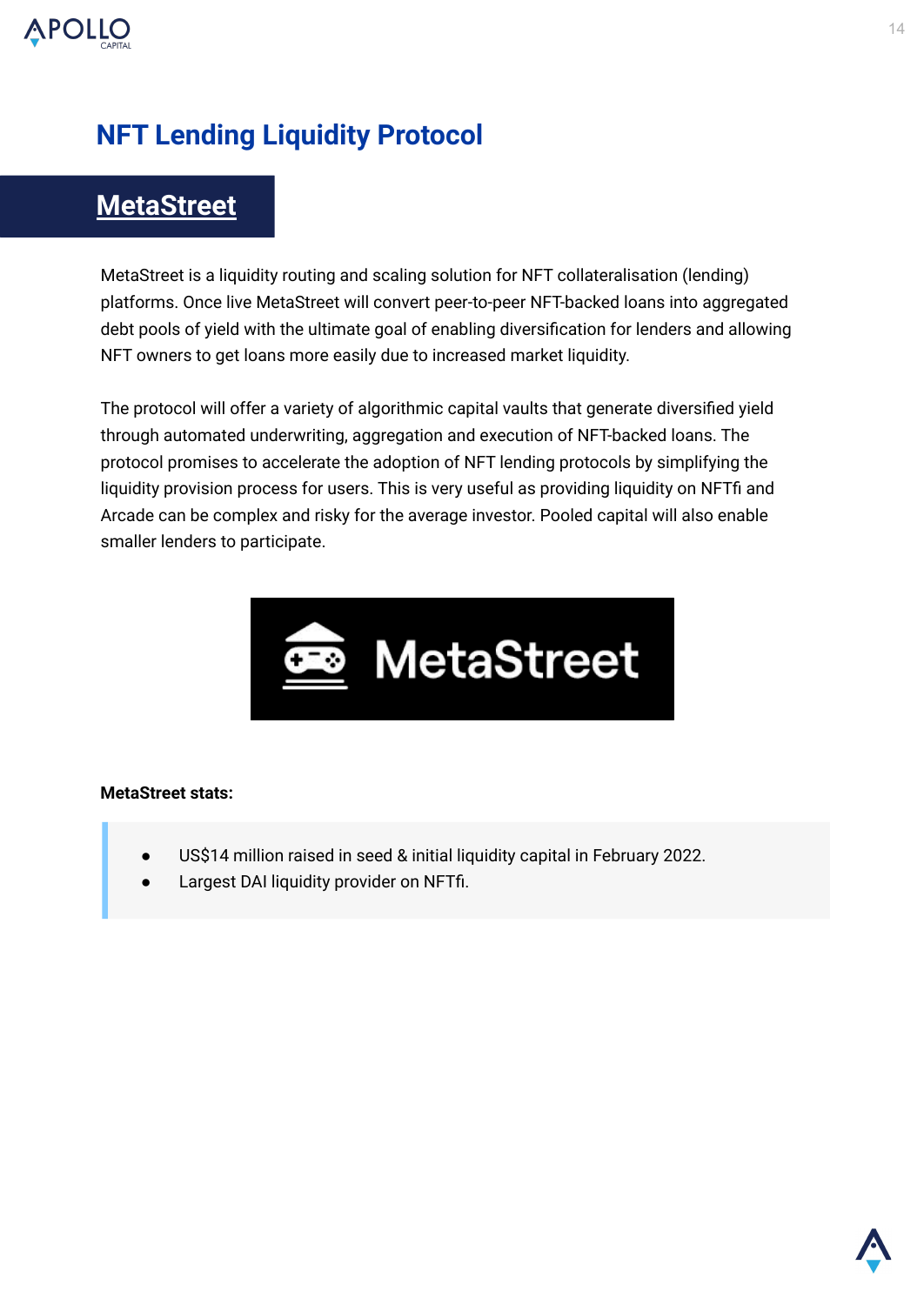## NFT Lending Liquidity Protocol

### MetaStreet

MetaStreet is a liquidity routing and scaling solution for NFT collateralisation (lending) platforms. Once live MetaStreet will convert peer-to-peer NFT-backed loans into aggregated debt pools of yield with the ultimate goal of enabling diversification for lenders and allowing NFT owners to get loans more easily due to increased market liquidity.

The protocol will offer a variety of algorithmic capital vaults that generate diversified yield through automated underwriting, aggregation and execution of NFT-backed loans. The protocol promises to accelerate the adoption of NFT lending protocols by simplifying the liquidity provision process for users. This is very useful as providing liquidity on NFTfi and Arcade can be complex and risky for the average investor. Pooled capital will also enable smaller lenders to participate.

**MetaStreet stats:**

- US$14 million raised in seed & initial liquidity capital in February 2022.
- Largest DAI liquidity provider on NFTfi.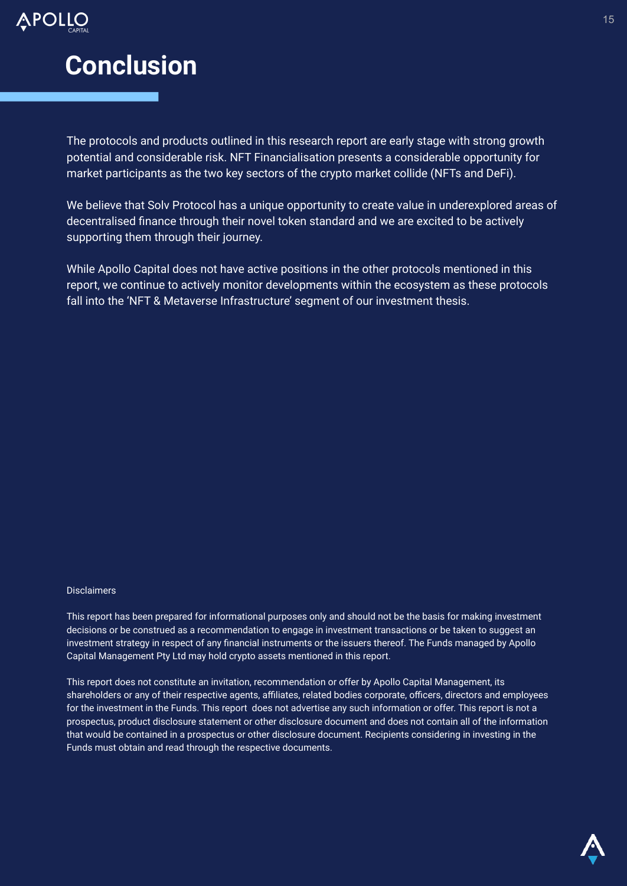# Conclusion

The protocols and products outlined in this research report are early stage with strong growth potential and considerable risk. NFT Financialisation presents a considerable opportunity for market participants as the two key sectors of the crypto market collide (NFTs and DeFi).

We believe that Solv Protocol has a unique opportunity to create value in underexplored areas of decentralised finance through their novel token standard and we are excited to be actively supporting them through their journey.

While Apollo Capital does not have active positions in the other protocols mentioned in this report, we continue to actively monitor developments within the ecosystem as these protocols fall into the 'NFT & Metaverse Infrastructure' segment of our investment thesis.

Disclaimers

This report has been prepared for informational purposes only and should not be the basis for making investment decisions or be construed as a recommendation to engage in investment transactions or be taken to suggest an investment strategy in respect of any financial instruments or the issuers thereof. The Funds managed by Apollo Capital Management Pty Ltd may hold crypto assets mentioned in this report.

This report does not constitute an invitation, recommendation or offer by Apollo Capital Management, its shareholders or any of their respective agents, affiliates, related bodies corporate, officers, directors and employees for the investment in the Funds. This report does not advertise any such information or offer. This report is not a prospectus, product disclosure statement or other disclosure document and does not contain all of the information that would be contained in a prospectus or other disclosure document. Recipients considering in investing in the Funds must obtain and read through the respective documents.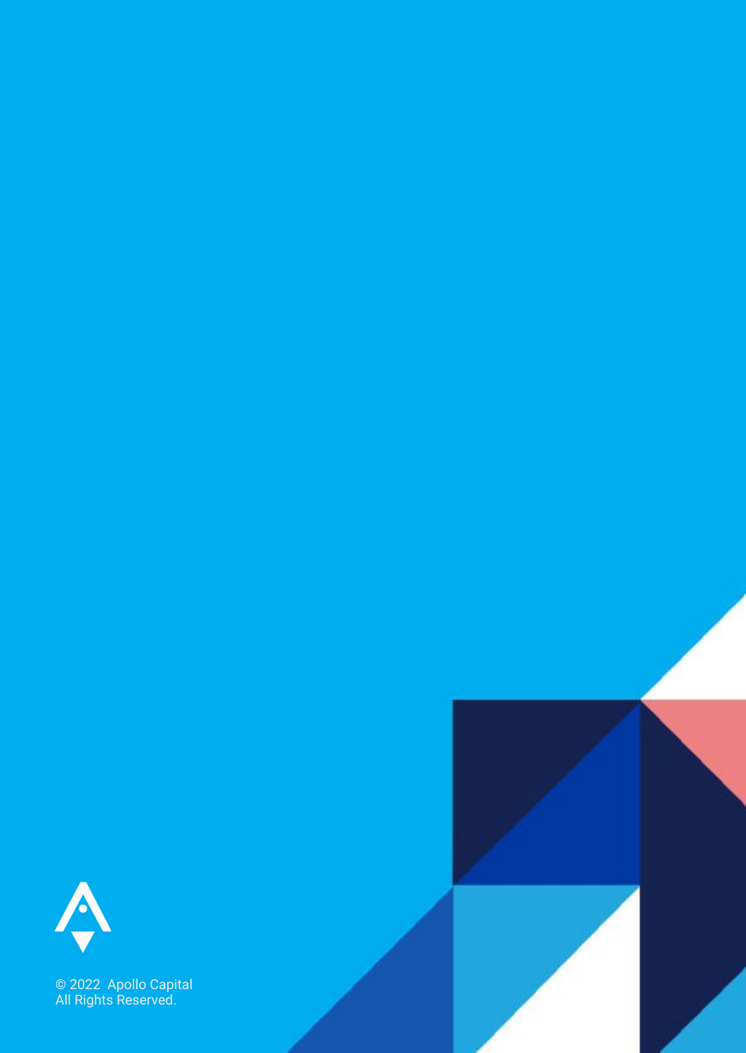© 2022 Apollo Capital
All Rights Reserved.